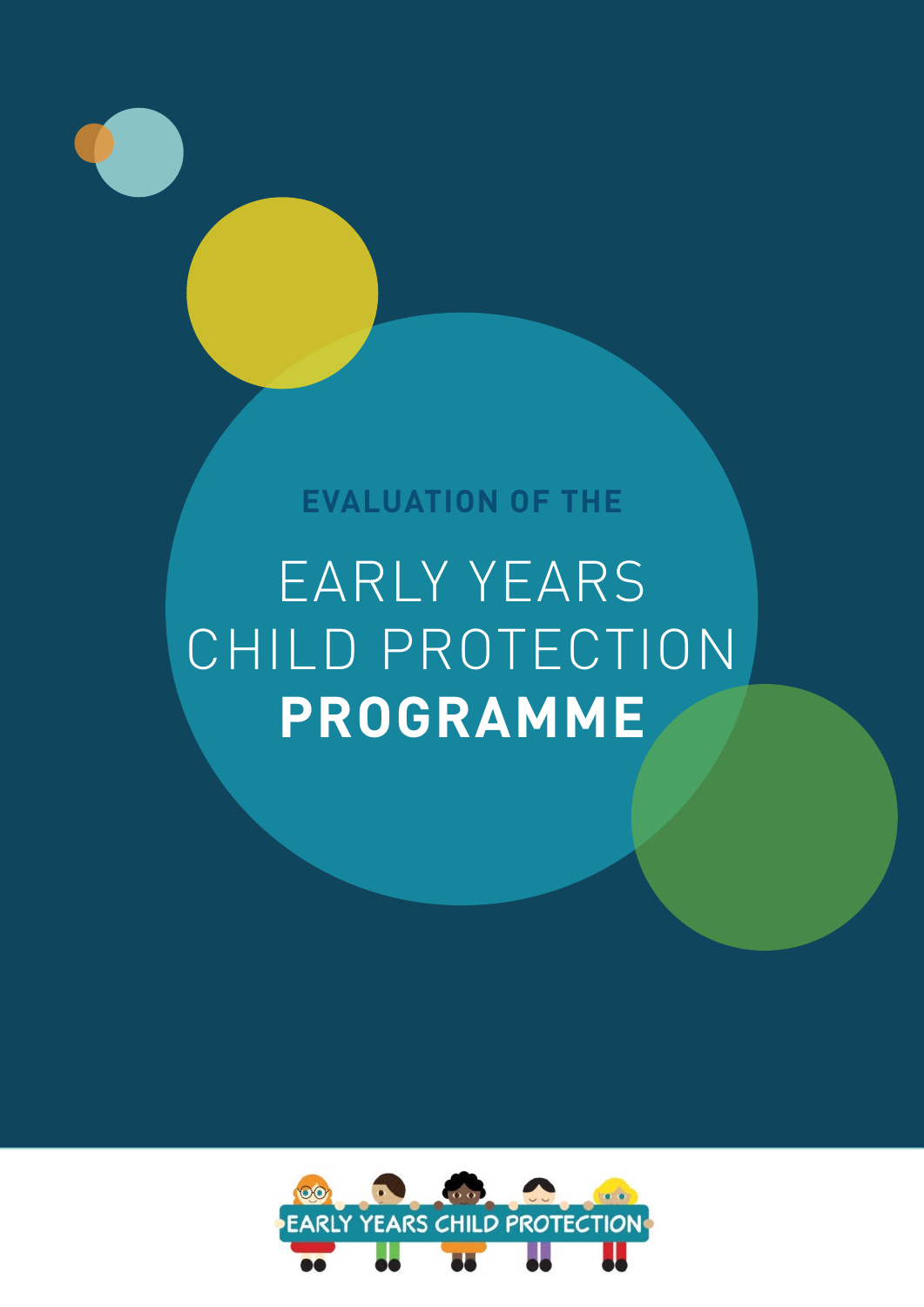EVALUATION OF THE

# EARLY YEARS CHILD PROTECTION **PROGRAMME**

EARLY YEARS CHILD PROTECTION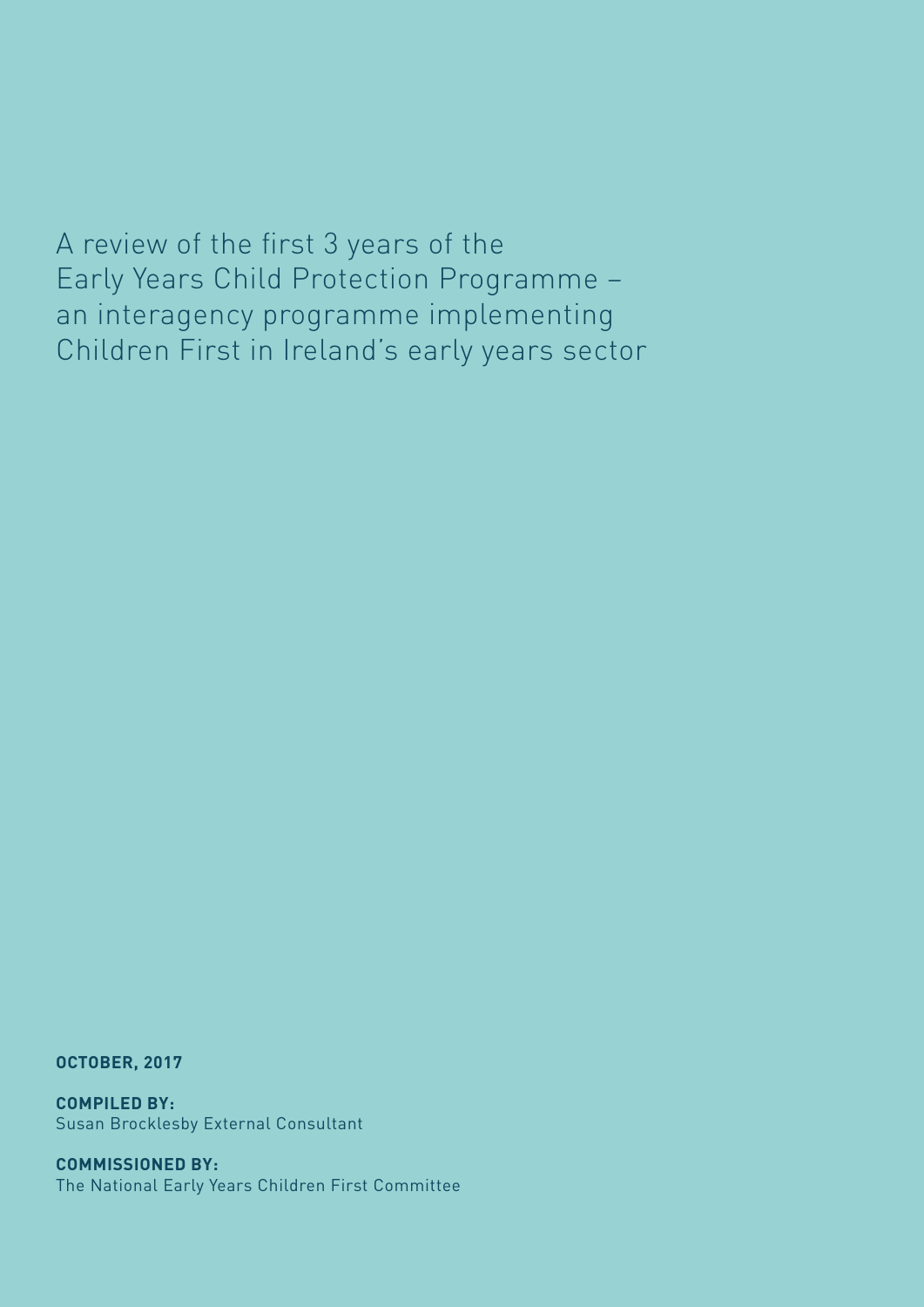# A review of the first 3 years of the Early Years Child Protection Programme – an interagency programme implementing Children First in Ireland's early years sector

**OCTOBER, 2017**

**COMPILED BY:**
Susan Brocklesby External Consultant

**COMMISSIONED BY:**
The National Early Years Children First Committee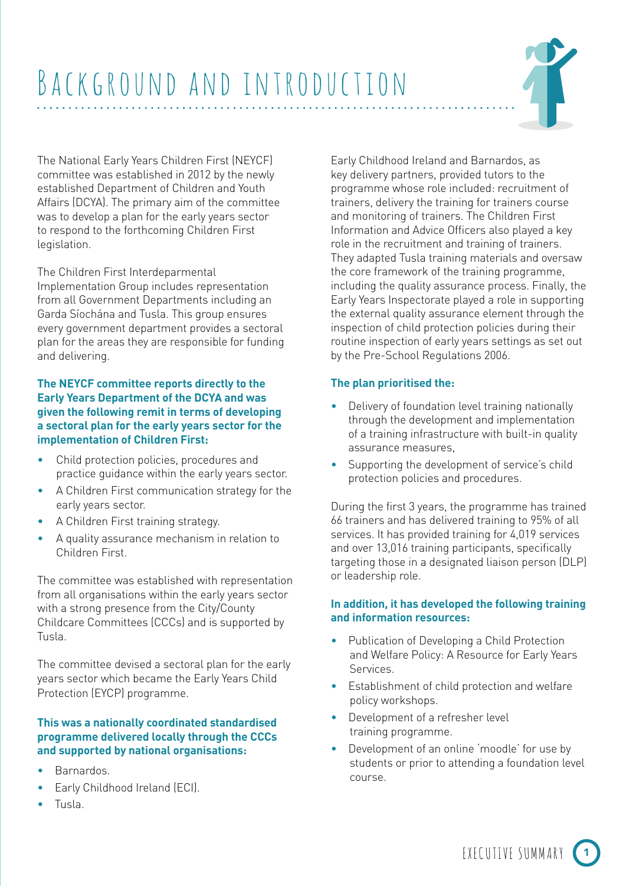# Background and introduction

The National Early Years Children First (NEYCF) committee was established in 2012 by the newly established Department of Children and Youth Affairs (DCYA). The primary aim of the committee was to develop a plan for the early years sector to respond to the forthcoming Children First legislation.

The Children First Interdeparmental Implementation Group includes representation from all Government Departments including an Garda Síochána and Tusla. This group ensures every government department provides a sectoral plan for the areas they are responsible for funding and delivering.

**The NEYCF committee reports directly to the Early Years Department of the DCYA and was given the following remit in terms of developing a sectoral plan for the early years sector for the implementation of Children First:**

- Child protection policies, procedures and practice guidance within the early years sector.
- A Children First communication strategy for the early years sector.
- A Children First training strategy.
- A quality assurance mechanism in relation to Children First.

The committee was established with representation from all organisations within the early years sector with a strong presence from the City/County Childcare Committees (CCCs) and is supported by Tusla.

The committee devised a sectoral plan for the early years sector which became the Early Years Child Protection (EYCP) programme.

**This was a nationally coordinated standardised programme delivered locally through the CCCs and supported by national organisations:**

- Barnardos.
- Early Childhood Ireland (ECI).
- Tusla.

Early Childhood Ireland and Barnardos, as key delivery partners, provided tutors to the programme whose role included: recruitment of trainers, delivery the training for trainers course and monitoring of trainers. The Children First Information and Advice Officers also played a key role in the recruitment and training of trainers. They adapted Tusla training materials and oversaw the core framework of the training programme, including the quality assurance process. Finally, the Early Years Inspectorate played a role in supporting the external quality assurance element through the inspection of child protection policies during their routine inspection of early years settings as set out by the Pre-School Regulations 2006.

**The plan prioritised the:**

- Delivery of foundation level training nationally through the development and implementation of a training infrastructure with built-in quality assurance measures,
- Supporting the development of service's child protection policies and procedures.

During the first 3 years, the programme has trained 66 trainers and has delivered training to 95% of all services. It has provided training for 4,019 services and over 13,016 training participants, specifically targeting those in a designated liaison person (DLP) or leadership role.

**In addition, it has developed the following training and information resources:**

- Publication of Developing a Child Protection and Welfare Policy: A Resource for Early Years Services.
- Establishment of child protection and welfare policy workshops.
- Development of a refresher level training programme.
- Development of an online 'moodle' for use by students or prior to attending a foundation level course.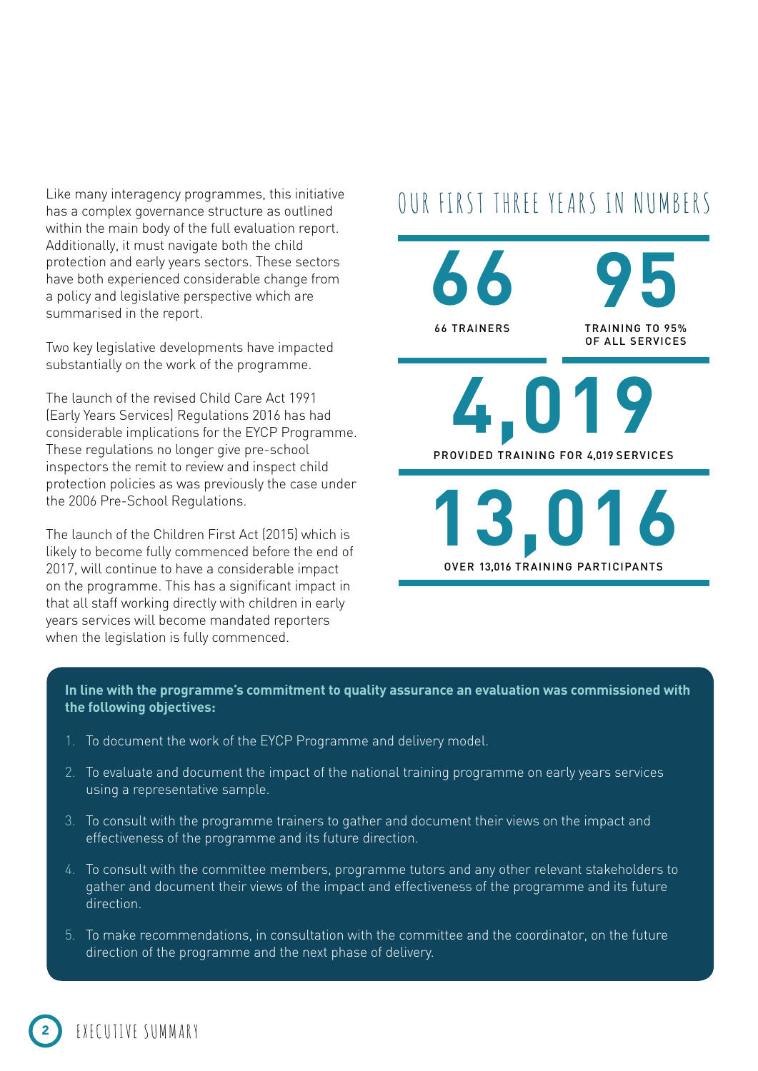Like many interagency programmes, this initiative has a complex governance structure as outlined within the main body of the full evaluation report. Additionally, it must navigate both the child protection and early years sectors. These sectors have both experienced considerable change from a policy and legislative perspective which are summarised in the report.

Two key legislative developments have impacted substantially on the work of the programme.

The launch of the revised Child Care Act 1991 (Early Years Services) Regulations 2016 has had considerable implications for the EYCP Programme. These regulations no longer give pre-school inspectors the remit to review and inspect child protection policies as was previously the case under the 2006 Pre-School Regulations.

The launch of the Children First Act (2015) which is likely to become fully commenced before the end of 2017, will continue to have a considerable impact on the programme. This has a significant impact in that all staff working directly with children in early years services will become mandated reporters when the legislation is fully commenced.

## OUR FIRST THREE YEARS IN NUMBERS

**66**

66 TRAINERS

**95**

TRAINING TO 95% OF ALL SERVICES

**4,019**

PROVIDED TRAINING FOR 4,019 SERVICES

**13,016**

OVER 13,016 TRAINING PARTICIPANTS

**In line with the programme's commitment to quality assurance an evaluation was commissioned with the following objectives:**

1. To document the work of the EYCP Programme and delivery model.
2. To evaluate and document the impact of the national training programme on early years services using a representative sample.
3. To consult with the programme trainers to gather and document their views on the impact and effectiveness of the programme and its future direction.
4. To consult with the committee members, programme tutors and any other relevant stakeholders to gather and document their views of the impact and effectiveness of the programme and its future direction.
5. To make recommendations, in consultation with the committee and the coordinator, on the future direction of the programme and the next phase of delivery.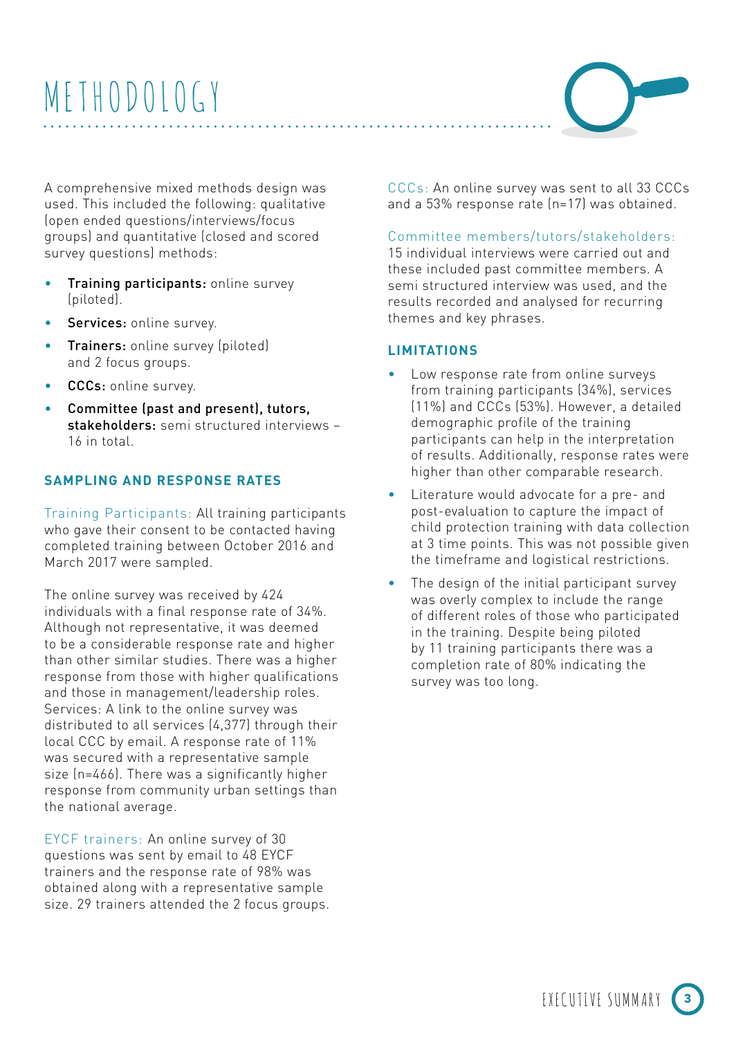# METHODOLOGY

A comprehensive mixed methods design was used. This included the following: qualitative (open ended questions/interviews/focus groups) and quantitative (closed and scored survey questions) methods:

- **Training participants:** online survey (piloted).
- **Services:** online survey.
- **Trainers:** online survey (piloted) and 2 focus groups.
- **CCCs:** online survey.
- **Committee (past and present), tutors, stakeholders:** semi structured interviews – 16 in total.

## SAMPLING AND RESPONSE RATES

Training Participants: All training participants who gave their consent to be contacted having completed training between October 2016 and March 2017 were sampled.

The online survey was received by 424 individuals with a final response rate of 34%. Although not representative, it was deemed to be a considerable response rate and higher than other similar studies. There was a higher response from those with higher qualifications and those in management/leadership roles. Services: A link to the online survey was distributed to all services (4,377) through their local CCC by email. A response rate of 11% was secured with a representative sample size (n=466). There was a significantly higher response from community urban settings than the national average.

EYCF trainers: An online survey of 30 questions was sent by email to 48 EYCF trainers and the response rate of 98% was obtained along with a representative sample size. 29 trainers attended the 2 focus groups.

CCCs: An online survey was sent to all 33 CCCs and a 53% response rate (n=17) was obtained.

Committee members/tutors/stakeholders: 15 individual interviews were carried out and these included past committee members. A semi structured interview was used, and the results recorded and analysed for recurring themes and key phrases.

## LIMITATIONS

- Low response rate from online surveys from training participants (34%), services (11%) and CCCs (53%). However, a detailed demographic profile of the training participants can help in the interpretation of results. Additionally, response rates were higher than other comparable research.
- Literature would advocate for a pre- and post-evaluation to capture the impact of child protection training with data collection at 3 time points. This was not possible given the timeframe and logistical restrictions.
- The design of the initial participant survey was overly complex to include the range of different roles of those who participated in the training. Despite being piloted by 11 training participants there was a completion rate of 80% indicating the survey was too long.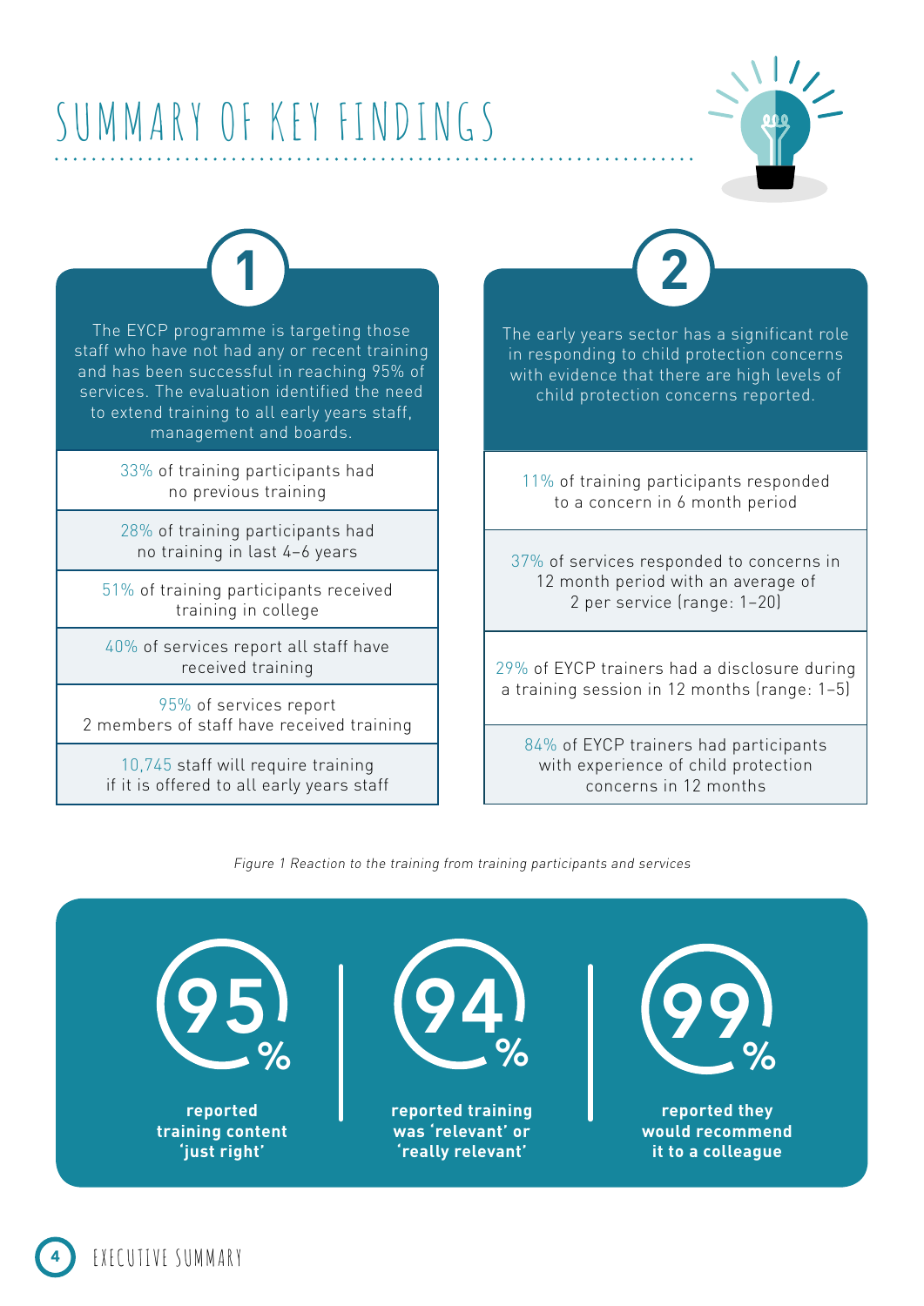# SUMMARY OF KEY FINDINGS

## 1

The EYCP programme is targeting those staff who have not had any or recent training and has been successful in reaching 95% of services. The evaluation identified the need to extend training to all early years staff, management and boards.

- 33% of training participants had no previous training
- 28% of training participants had no training in last 4–6 years
- 51% of training participants received training in college
- 40% of services report all staff have received training
- 95% of services report 2 members of staff have received training
- 10,745 staff will require training if it is offered to all early years staff

## 2

The early years sector has a significant role in responding to child protection concerns with evidence that there are high levels of child protection concerns reported.

- 11% of training participants responded to a concern in 6 month period
- 37% of services responded to concerns in 12 month period with an average of 2 per service (range: 1–20)
- 29% of EYCP trainers had a disclosure during a training session in 12 months (range: 1–5)
- 84% of EYCP trainers had participants with experience of child protection concerns in 12 months

*Figure 1 Reaction to the training from training participants and services*

**95%** reported training content 'just right'

**94%** reported training was 'relevant' or 'really relevant'

**99%** reported they would recommend it to a colleague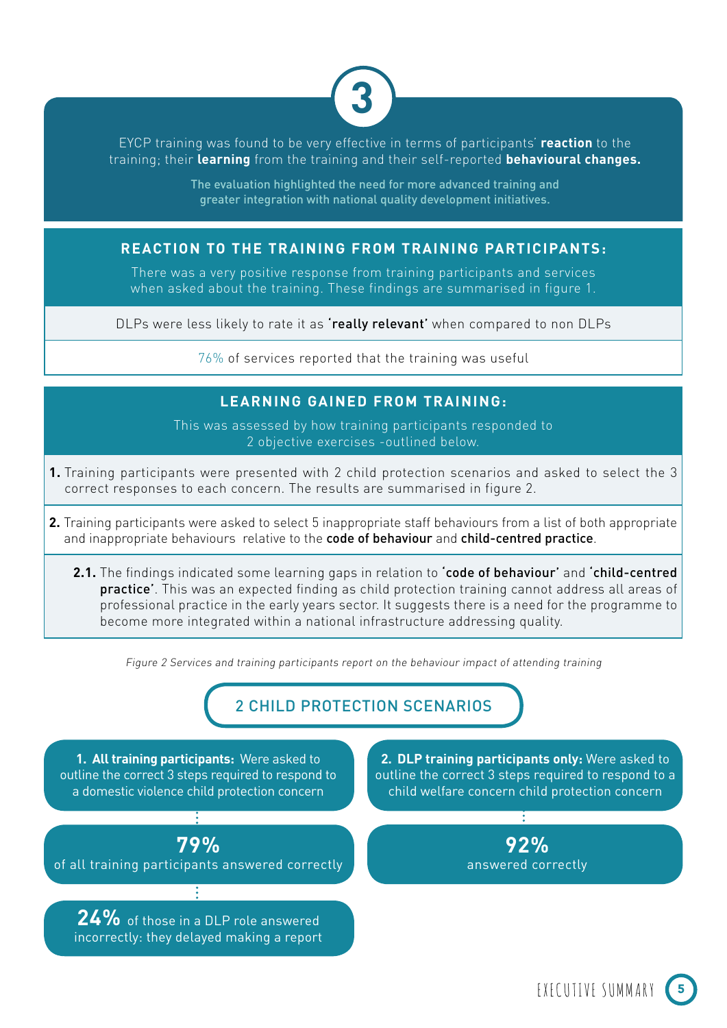# 3

EYCP training was found to be very effective in terms of participants' **reaction** to the training; their **learning** from the training and their self-reported **behavioural changes.**

The evaluation highlighted the need for more advanced training and greater integration with national quality development initiatives.

## REACTION TO THE TRAINING FROM TRAINING PARTICIPANTS:

There was a very positive response from training participants and services when asked about the training. These findings are summarised in figure 1.

DLPs were less likely to rate it as **'really relevant'** when compared to non DLPs

76% of services reported that the training was useful

## LEARNING GAINED FROM TRAINING:

This was assessed by how training participants responded to 2 objective exercises -outlined below.

**1.** Training participants were presented with 2 child protection scenarios and asked to select the 3 correct responses to each concern. The results are summarised in figure 2.

**2.** Training participants were asked to select 5 inappropriate staff behaviours from a list of both appropriate and inappropriate behaviours relative to the **code of behaviour** and **child-centred practice**.

**2.1.** The findings indicated some learning gaps in relation to **'code of behaviour'** and **'child-centred practice'**. This was an expected finding as child protection training cannot address all areas of professional practice in the early years sector. It suggests there is a need for the programme to become more integrated within a national infrastructure addressing quality.

*Figure 2 Services and training participants report on the behaviour impact of attending training*

### 2 CHILD PROTECTION SCENARIOS

**1. All training participants:** Were asked to outline the correct 3 steps required to respond to a domestic violence child protection concern

**79%** of all training participants answered correctly

**24%** of those in a DLP role answered incorrectly: they delayed making a report

**2. DLP training participants only:** Were asked to outline the correct 3 steps required to respond to a child welfare concern child protection concern

**92%** answered correctly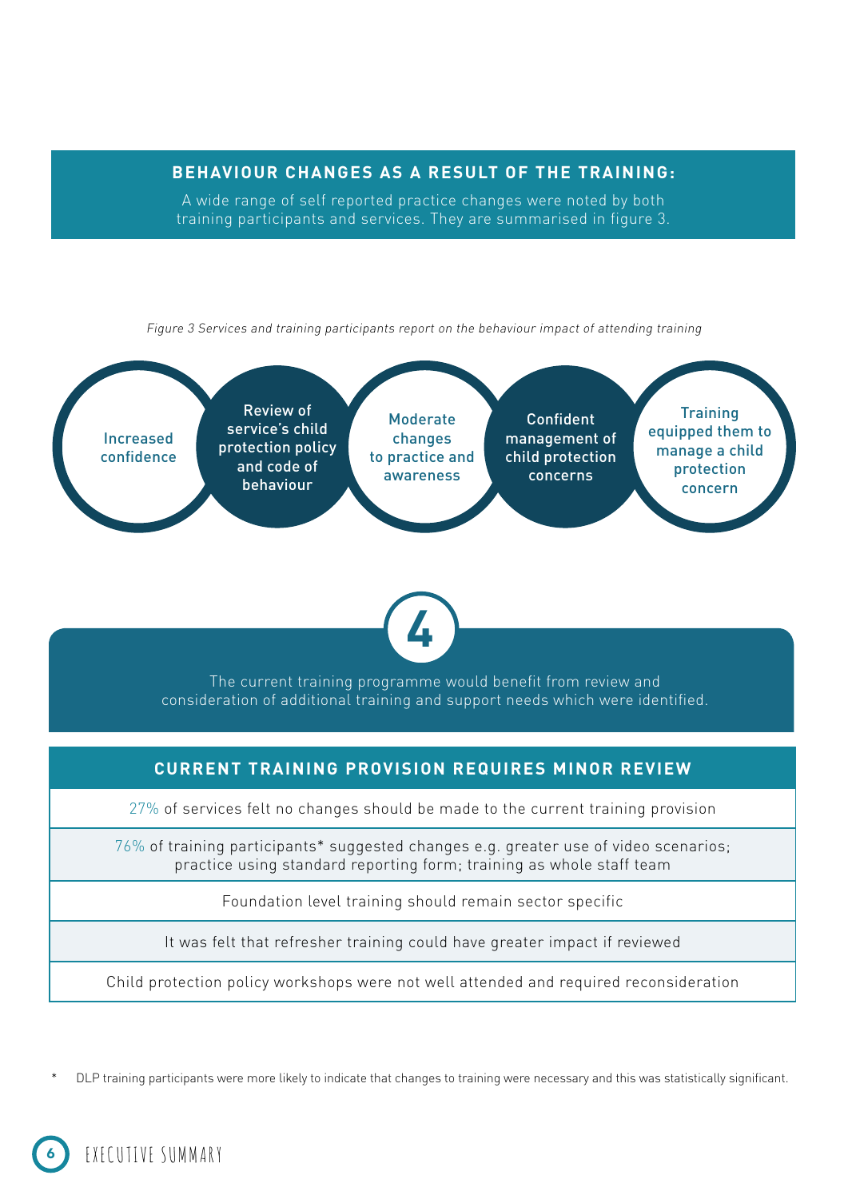## BEHAVIOUR CHANGES AS A RESULT OF THE TRAINING:

A wide range of self reported practice changes were noted by both training participants and services. They are summarised in figure 3.

*Figure 3 Services and training participants report on the behaviour impact of attending training*

- Increased confidence
- Review of service's child protection policy and code of behaviour
- Moderate changes to practice and awareness
- Confident management of child protection concerns
- Training equipped them to manage a child protection concern

## 4

The current training programme would benefit from review and consideration of additional training and support needs which were identified.

| CURRENT TRAINING PROVISION REQUIRES MINOR REVIEW |
|---|
| 27% of services felt no changes should be made to the current training provision |
| 76% of training participants* suggested changes e.g. greater use of video scenarios; practice using standard reporting form; training as whole staff team |
| Foundation level training should remain sector specific |
| It was felt that refresher training could have greater impact if reviewed |
| Child protection policy workshops were not well attended and required reconsideration |

\* DLP training participants were more likely to indicate that changes to training were necessary and this was statistically significant.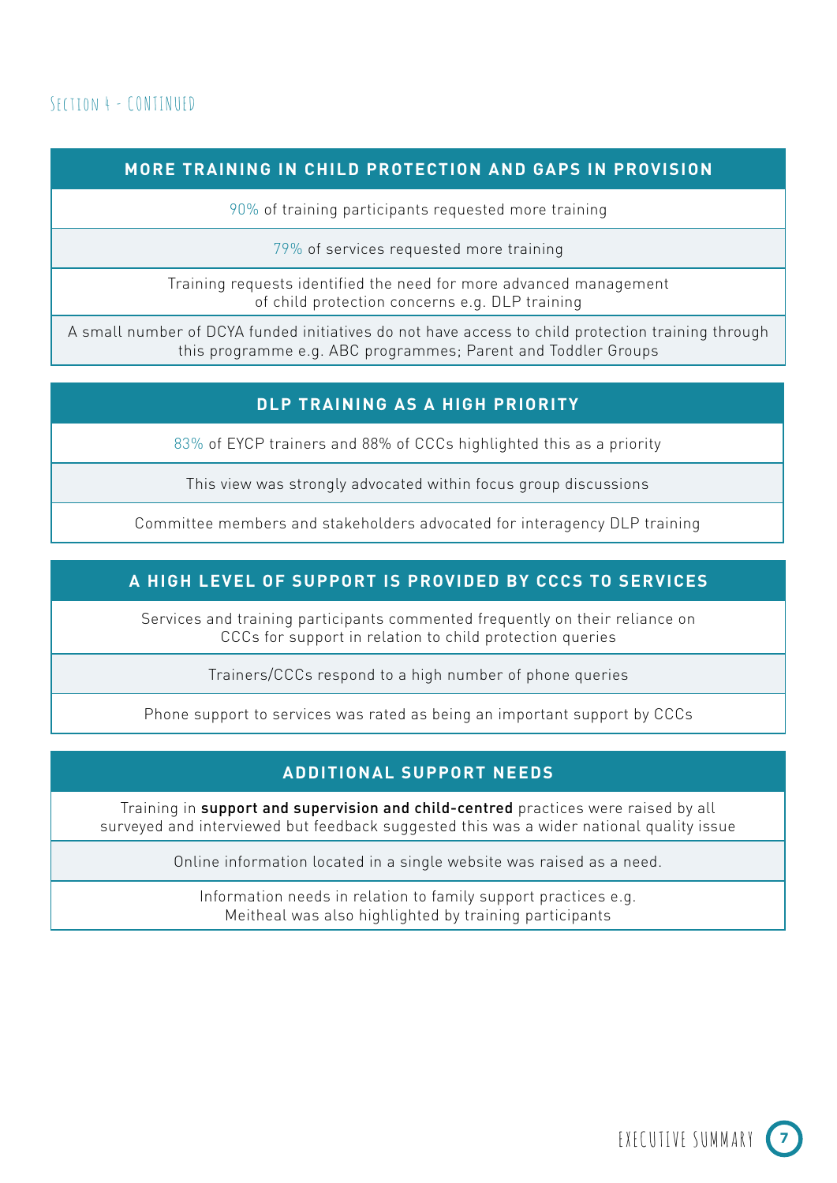Section 4 - continued

## MORE TRAINING IN CHILD PROTECTION AND GAPS IN PROVISION

90% of training participants requested more training

79% of services requested more training

Training requests identified the need for more advanced management of child protection concerns e.g. DLP training

A small number of DCYA funded initiatives do not have access to child protection training through this programme e.g. ABC programmes; Parent and Toddler Groups

## DLP TRAINING AS A HIGH PRIORITY

83% of EYCP trainers and 88% of CCCs highlighted this as a priority

This view was strongly advocated within focus group discussions

Committee members and stakeholders advocated for interagency DLP training

## A HIGH LEVEL OF SUPPORT IS PROVIDED BY CCCS TO SERVICES

Services and training participants commented frequently on their reliance on CCCs for support in relation to child protection queries

Trainers/CCCs respond to a high number of phone queries

Phone support to services was rated as being an important support by CCCs

## ADDITIONAL SUPPORT NEEDS

Training in **support and supervision and child-centred** practices were raised by all surveyed and interviewed but feedback suggested this was a wider national quality issue

Online information located in a single website was raised as a need.

Information needs in relation to family support practices e.g. Meitheal was also highlighted by training participants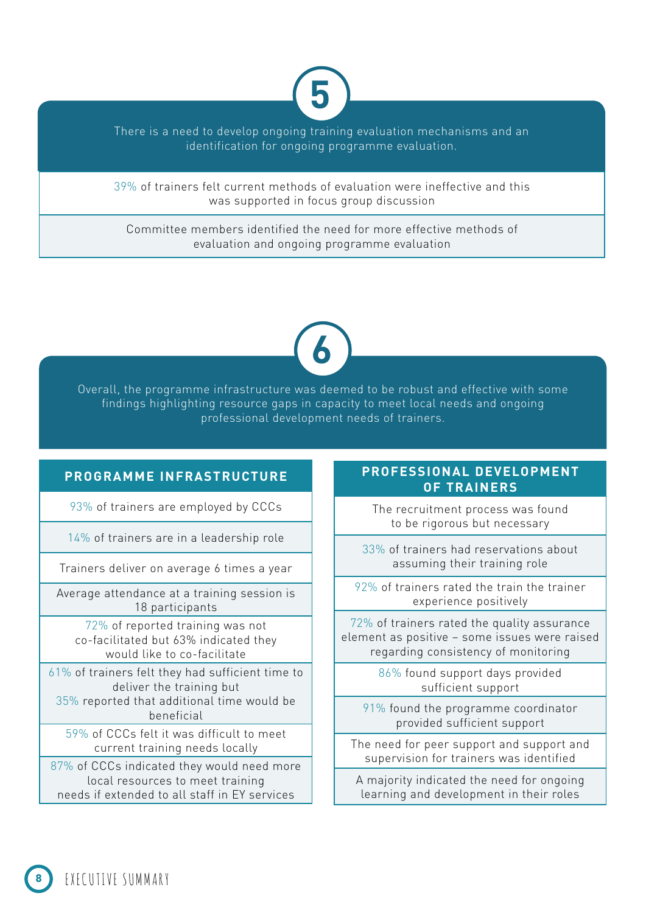## 5

There is a need to develop ongoing training evaluation mechanisms and an identification for ongoing programme evaluation.

39% of trainers felt current methods of evaluation were ineffective and this was supported in focus group discussion

Committee members identified the need for more effective methods of evaluation and ongoing programme evaluation

## 6

Overall, the programme infrastructure was deemed to be robust and effective with some findings highlighting resource gaps in capacity to meet local needs and ongoing professional development needs of trainers.

### PROGRAMME INFRASTRUCTURE

- 93% of trainers are employed by CCCs
- 14% of trainers are in a leadership role
- Trainers deliver on average 6 times a year
- Average attendance at a training session is 18 participants
- 72% of reported training was not co-facilitated but 63% indicated they would like to co-facilitate
- 61% of trainers felt they had sufficient time to deliver the training but 35% reported that additional time would be beneficial
- 59% of CCCs felt it was difficult to meet current training needs locally
- 87% of CCCs indicated they would need more local resources to meet training needs if extended to all staff in EY services

### PROFESSIONAL DEVELOPMENT OF TRAINERS

- The recruitment process was found to be rigorous but necessary
- 33% of trainers had reservations about assuming their training role
- 92% of trainers rated the train the trainer experience positively
- 72% of trainers rated the quality assurance element as positive – some issues were raised regarding consistency of monitoring
- 86% found support days provided sufficient support
- 91% found the programme coordinator provided sufficient support
- The need for peer support and support and supervision for trainers was identified
- A majority indicated the need for ongoing learning and development in their roles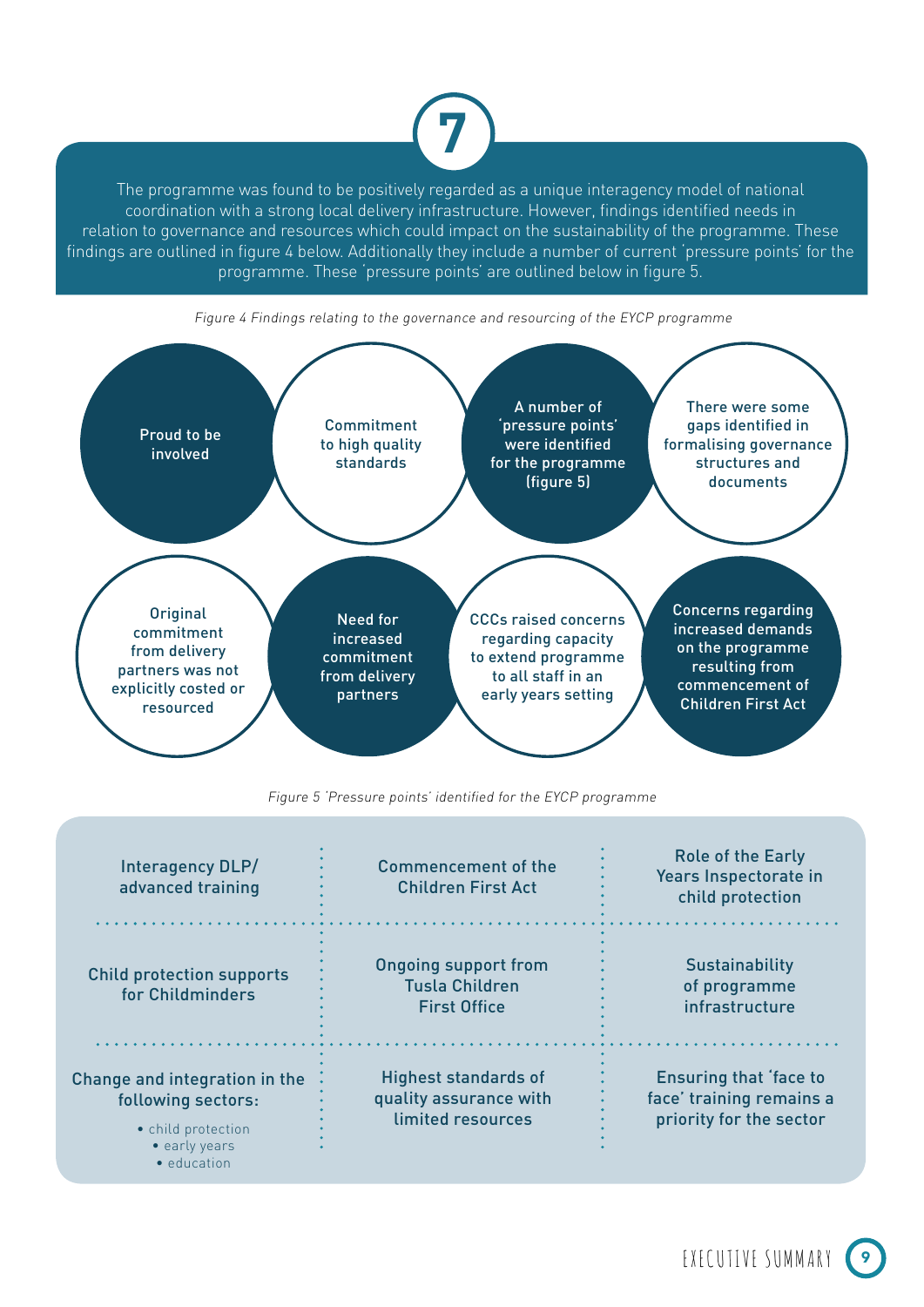## 7

The programme was found to be positively regarded as a unique interagency model of national coordination with a strong local delivery infrastructure. However, findings identified needs in relation to governance and resources which could impact on the sustainability of the programme. These findings are outlined in figure 4 below. Additionally they include a number of current 'pressure points' for the programme. These 'pressure points' are outlined below in figure 5.

*Figure 4 Findings relating to the governance and resourcing of the EYCP programme*

- Proud to be involved
- Commitment to high quality standards
- A number of 'pressure points' were identified for the programme (figure 5)
- There were some gaps identified in formalising governance structures and documents
- Original commitment from delivery partners was not explicitly costed or resourced
- Need for increased commitment from delivery partners
- CCCs raised concerns regarding capacity to extend programme to all staff in an early years setting
- Concerns regarding increased demands on the programme resulting from commencement of Children First Act

*Figure 5 'Pressure points' identified for the EYCP programme*

| | | |
|---|---|---|
| Interagency DLP/ advanced training | Commencement of the Children First Act | Role of the Early Years Inspectorate in child protection |
| Child protection supports for Childminders | Ongoing support from Tusla Children First Office | Sustainability of programme infrastructure |
| Change and integration in the following sectors: • child protection • early years • education | Highest standards of quality assurance with limited resources | Ensuring that 'face to face' training remains a priority for the sector |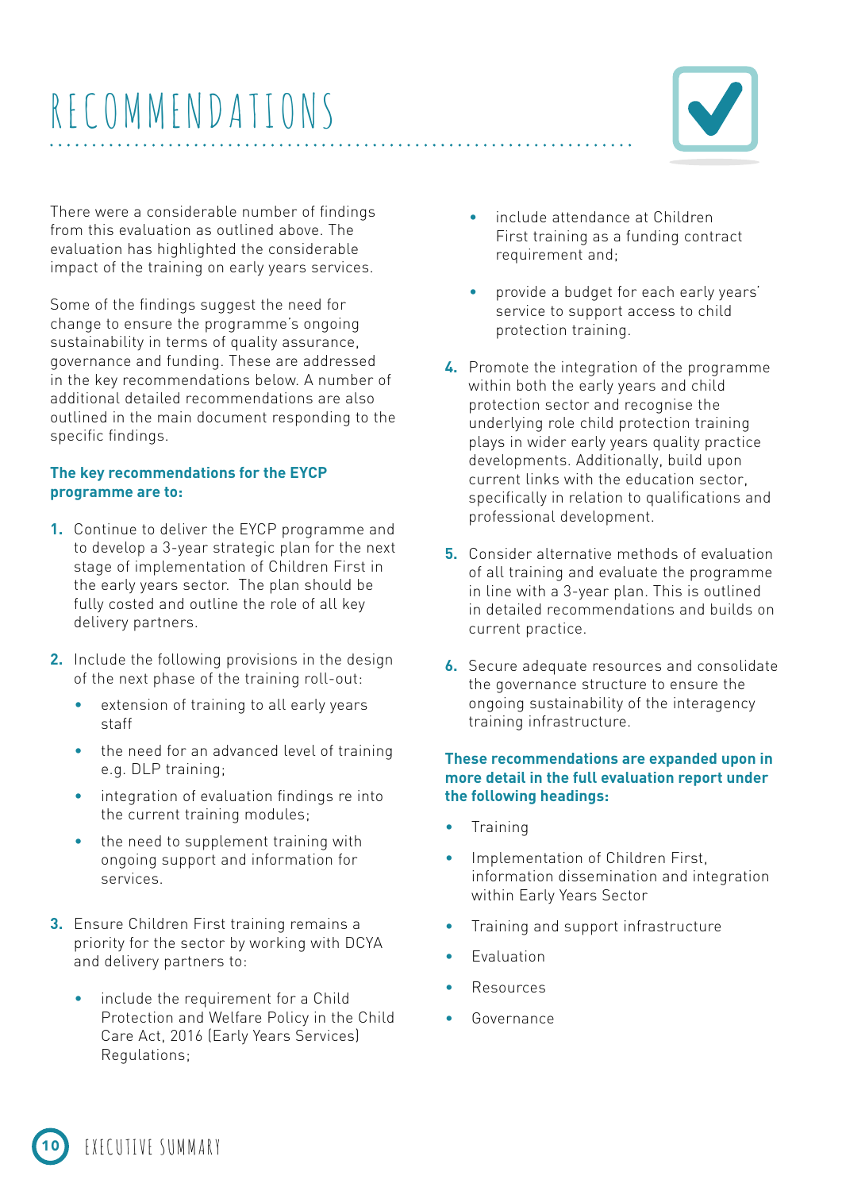# RECOMMENDATIONS

There were a considerable number of findings from this evaluation as outlined above. The evaluation has highlighted the considerable impact of the training on early years services.

Some of the findings suggest the need for change to ensure the programme's ongoing sustainability in terms of quality assurance, governance and funding. These are addressed in the key recommendations below. A number of additional detailed recommendations are also outlined in the main document responding to the specific findings.

**The key recommendations for the EYCP programme are to:**

1. Continue to deliver the EYCP programme and to develop a 3-year strategic plan for the next stage of implementation of Children First in the early years sector. The plan should be fully costed and outline the role of all key delivery partners.
2. Include the following provisions in the design of the next phase of the training roll-out:
   - extension of training to all early years staff
   - the need for an advanced level of training e.g. DLP training;
   - integration of evaluation findings re into the current training modules;
   - the need to supplement training with ongoing support and information for services.
3. Ensure Children First training remains a priority for the sector by working with DCYA and delivery partners to:
   - include the requirement for a Child Protection and Welfare Policy in the Child Care Act, 2016 (Early Years Services) Regulations;
   - include attendance at Children First training as a funding contract requirement and;
   - provide a budget for each early years' service to support access to child protection training.
4. Promote the integration of the programme within both the early years and child protection sector and recognise the underlying role child protection training plays in wider early years quality practice developments. Additionally, build upon current links with the education sector, specifically in relation to qualifications and professional development.
5. Consider alternative methods of evaluation of all training and evaluate the programme in line with a 3-year plan. This is outlined in detailed recommendations and builds on current practice.
6. Secure adequate resources and consolidate the governance structure to ensure the ongoing sustainability of the interagency training infrastructure.

**These recommendations are expanded upon in more detail in the full evaluation report under the following headings:**

- Training
- Implementation of Children First, information dissemination and integration within Early Years Sector
- Training and support infrastructure
- Evaluation
- Resources
- Governance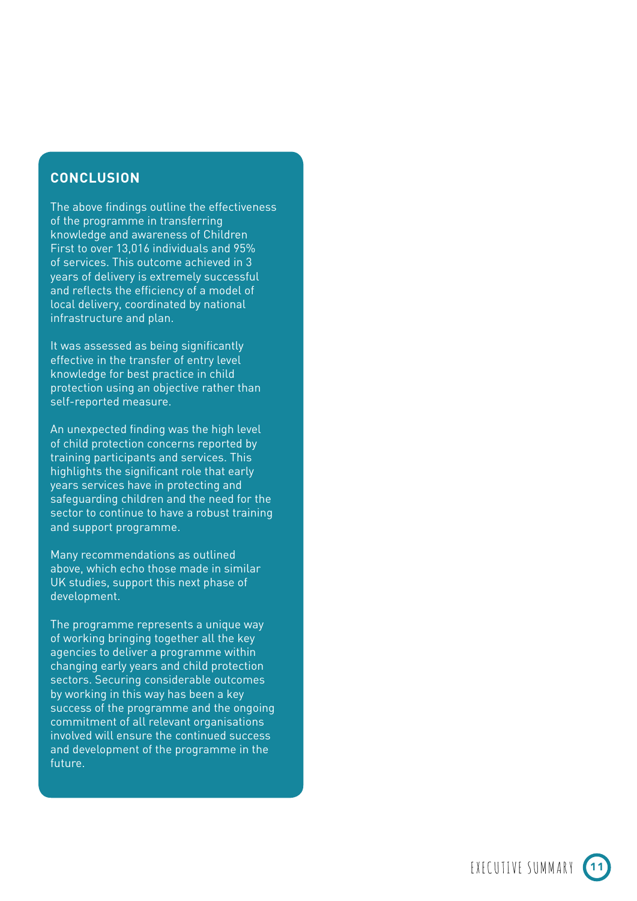## CONCLUSION

The above findings outline the effectiveness of the programme in transferring knowledge and awareness of Children First to over 13,016 individuals and 95% of services. This outcome achieved in 3 years of delivery is extremely successful and reflects the efficiency of a model of local delivery, coordinated by national infrastructure and plan.

It was assessed as being significantly effective in the transfer of entry level knowledge for best practice in child protection using an objective rather than self-reported measure.

An unexpected finding was the high level of child protection concerns reported by training participants and services. This highlights the significant role that early years services have in protecting and safeguarding children and the need for the sector to continue to have a robust training and support programme.

Many recommendations as outlined above, which echo those made in similar UK studies, support this next phase of development.

The programme represents a unique way of working bringing together all the key agencies to deliver a programme within changing early years and child protection sectors. Securing considerable outcomes by working in this way has been a key success of the programme and the ongoing commitment of all relevant organisations involved will ensure the continued success and development of the programme in the future.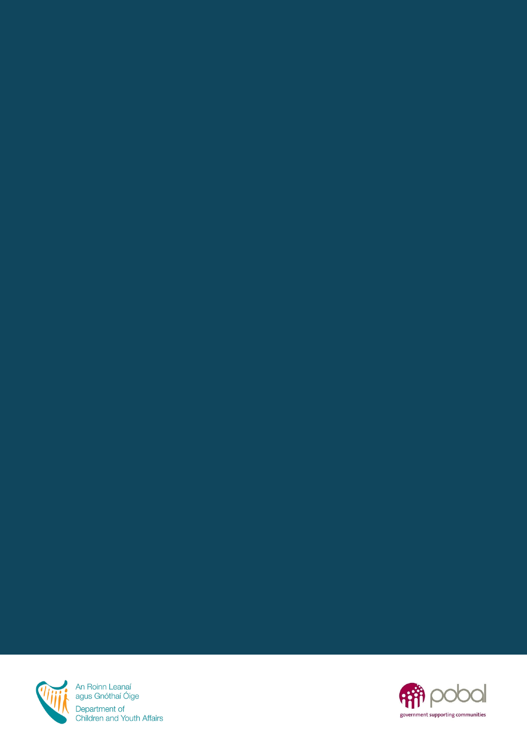An Roinn Leanaí agus Gnóthaí Óige

Department of Children and Youth Affairs

pobal

government supporting communities